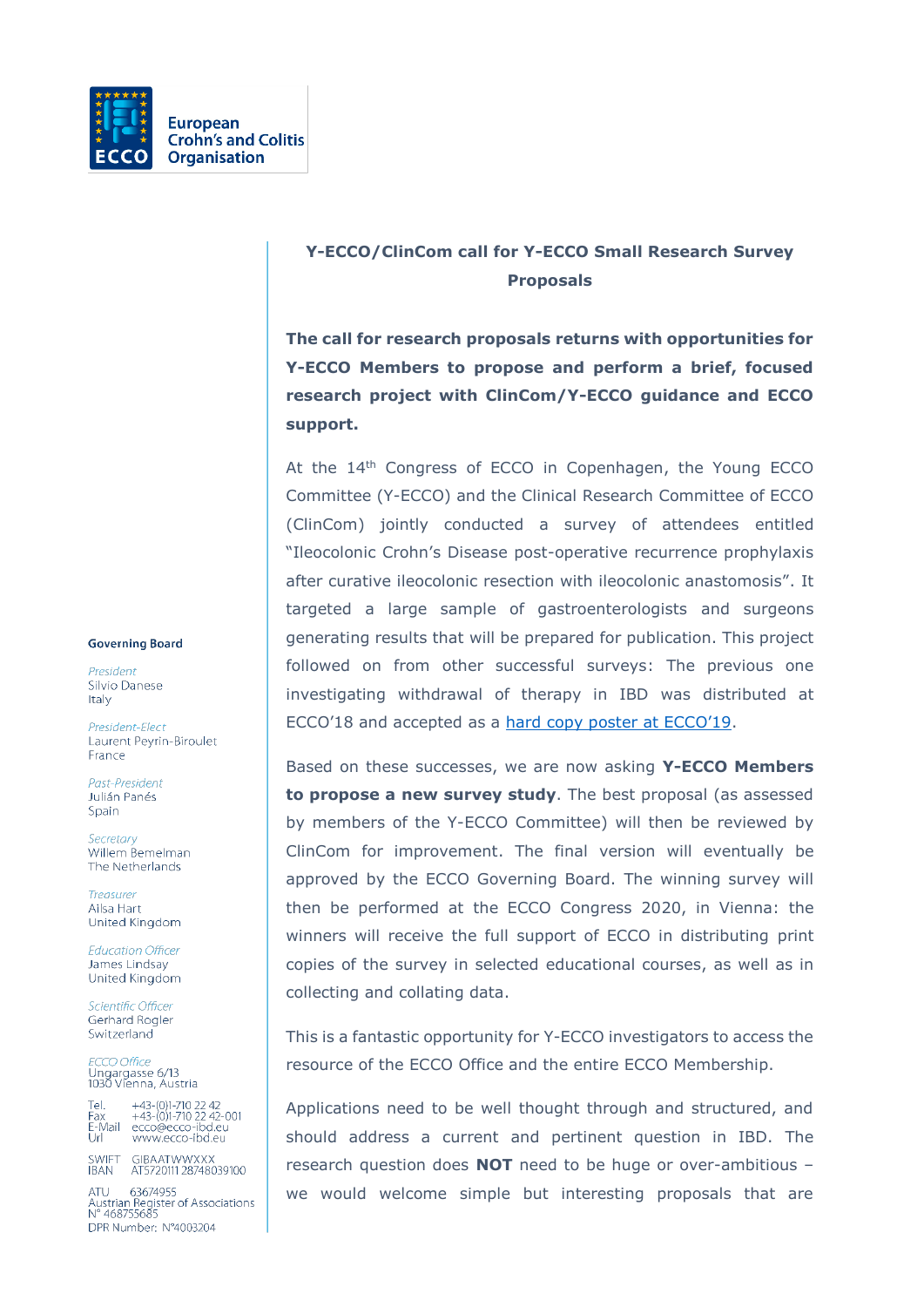European Crohn's and Colitis Organisation

**Governing Board**

*President*
Silvio Danese
Italy

*President-Elect*
Laurent Peyrin-Biroulet
France

*Past-President*
Julián Panés
Spain

*Secretary*
Willem Bemelman
The Netherlands

*Treasurer*
Ailsa Hart
United Kingdom

*Education Officer*
James Lindsay
United Kingdom

*Scientific Officer*
Gerhard Rogler
Switzerland

*ECCO Office*
Ungargasse 6/13
1030 Vienna, Austria

Tel. +43-(0)1-710 22 42
Fax +43-(0)1-710 22 42-001
E-Mail ecco@ecco-ibd.eu
Url www.ecco-ibd.eu

SWIFT GIBAATWWXXX
IBAN AT572011128748039100

ATU 63674955
Austrian Register of Associations
N° 468755685
DPR Number: N°4003204

## Y-ECCO/ClinCom call for Y-ECCO Small Research Survey Proposals

**The call for research proposals returns with opportunities for Y-ECCO Members to propose and perform a brief, focused research project with ClinCom/Y-ECCO guidance and ECCO support.**

At the 14th Congress of ECCO in Copenhagen, the Young ECCO Committee (Y-ECCO) and the Clinical Research Committee of ECCO (ClinCom) jointly conducted a survey of attendees entitled "Ileocolonic Crohn's Disease post-operative recurrence prophylaxis after curative ileocolonic resection with ileocolonic anastomosis". It targeted a large sample of gastroenterologists and surgeons generating results that will be prepared for publication. This project followed on from other successful surveys: The previous one investigating withdrawal of therapy in IBD was distributed at ECCO'18 and accepted as a hard copy poster at ECCO'19.

Based on these successes, we are now asking **Y-ECCO Members to propose a new survey study**. The best proposal (as assessed by members of the Y-ECCO Committee) will then be reviewed by ClinCom for improvement. The final version will eventually be approved by the ECCO Governing Board. The winning survey will then be performed at the ECCO Congress 2020, in Vienna: the winners will receive the full support of ECCO in distributing print copies of the survey in selected educational courses, as well as in collecting and collating data.

This is a fantastic opportunity for Y-ECCO investigators to access the resource of the ECCO Office and the entire ECCO Membership.

Applications need to be well thought through and structured, and should address a current and pertinent question in IBD. The research question does **NOT** need to be huge or over-ambitious – we would welcome simple but interesting proposals that are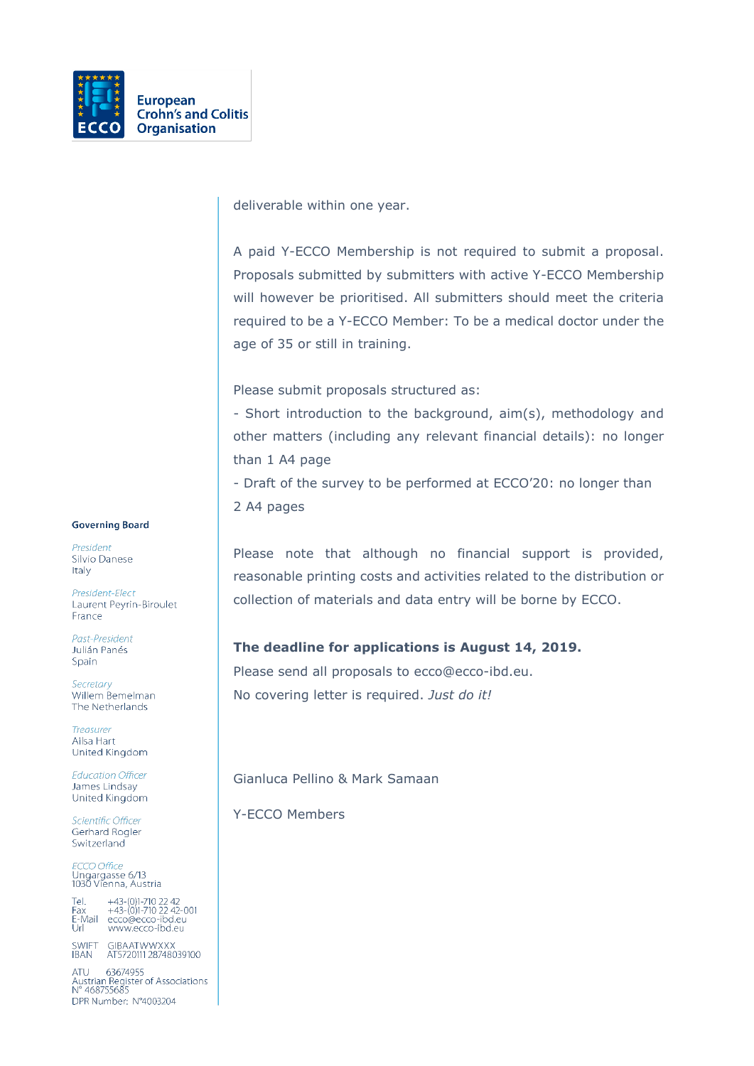deliverable within one year.

A paid Y-ECCO Membership is not required to submit a proposal. Proposals submitted by submitters with active Y-ECCO Membership will however be prioritised. All submitters should meet the criteria required to be a Y-ECCO Member: To be a medical doctor under the age of 35 or still in training.

Please submit proposals structured as:

- Short introduction to the background, aim(s), methodology and other matters (including any relevant financial details): no longer than 1 A4 page
- Draft of the survey to be performed at ECCO'20: no longer than 2 A4 pages

Please note that although no financial support is provided, reasonable printing costs and activities related to the distribution or collection of materials and data entry will be borne by ECCO.

**The deadline for applications is August 14, 2019.**
Please send all proposals to ecco@ecco-ibd.eu.
No covering letter is required. *Just do it!*

Gianluca Pellino & Mark Samaan

Y-ECCO Members

**Governing Board**

*President*
Silvio Danese
Italy

*President-Elect*
Laurent Peyrin-Biroulet
France

*Past-President*
Julián Panés
Spain

*Secretary*
Willem Bemelman
The Netherlands

*Treasurer*
Ailsa Hart
United Kingdom

*Education Officer*
James Lindsay
United Kingdom

*Scientific Officer*
Gerhard Rogler
Switzerland

*ECCO Office*
Ungargasse 6/13
1030 Vienna, Austria

Tel. +43-(0)1-710 22 42
Fax +43-(0)1-710 22 42-001
E-Mail ecco@ecco-ibd.eu
Url www.ecco-ibd.eu

SWIFT GIBAATWWXXX
IBAN AT572011128748039100

ATU 63674955
Austrian Register of Associations
N° 468755685
DPR Number: N°4003204